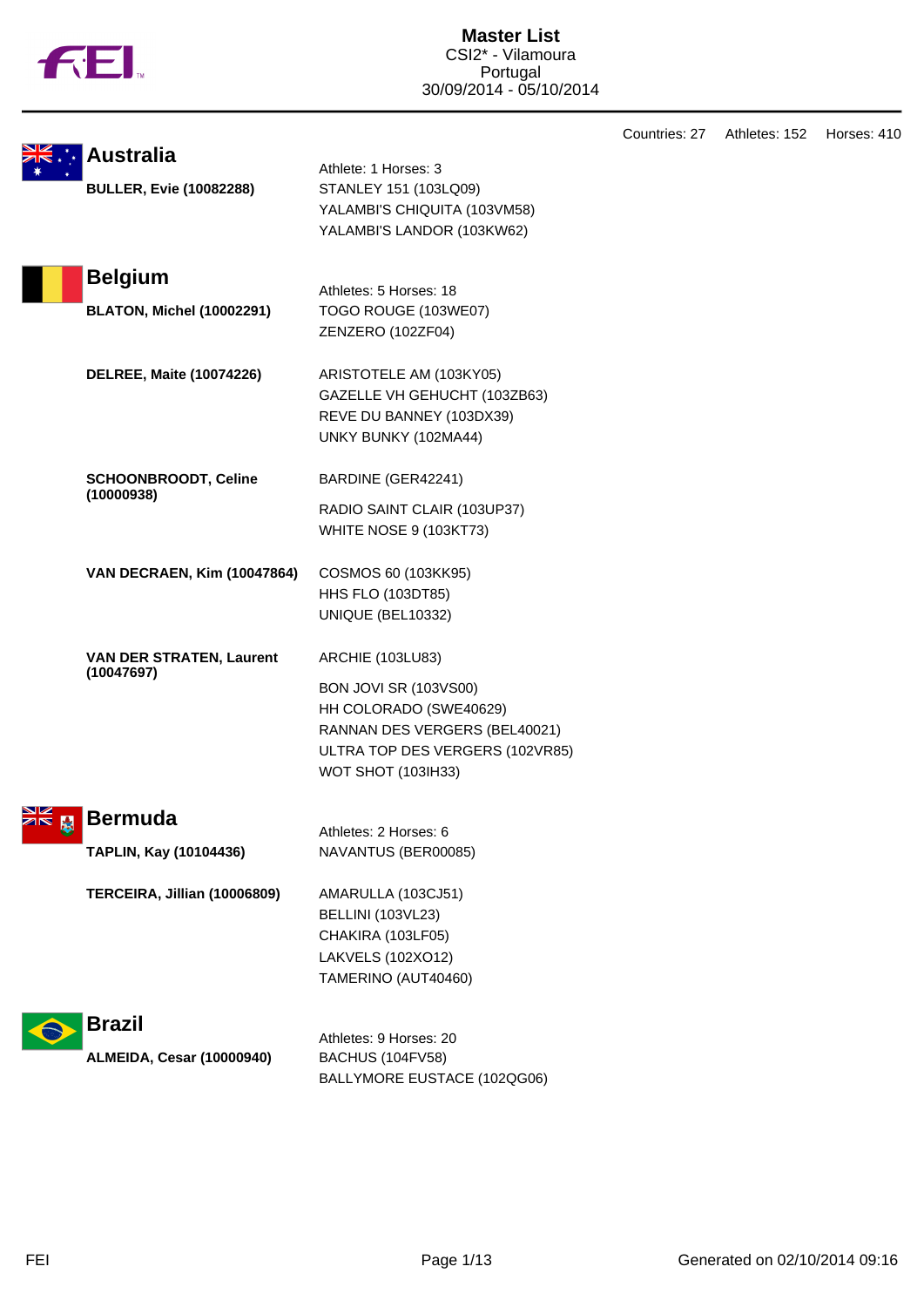# Master List

CSI2* - Vilamoura
Portugal
30/09/2014 - 05/10/2014

Countries: 27 Athletes: 152 Horses: 410

## Australia

Athlete: 1 Horses: 3

**BULLER, Evie (10082288)**
- STANLEY 151 (103LQ09)
- YALAMBI'S CHIQUITA (103VM58)
- YALAMBI'S LANDOR (103KW62)

## Belgium

Athletes: 5 Horses: 18

**BLATON, Michel (10002291)**
- TOGO ROUGE (103WE07)
- ZENZERO (102ZF04)

**DELREE, Maite (10074226)**
- ARISTOTELE AM (103KY05)
- GAZELLE VH GEHUCHT (103ZB63)
- REVE DU BANNEY (103DX39)
- UNKY BUNKY (102MA44)

**SCHOONBROODT, Celine (10000938)**
- BARDINE (GER42241)
- RADIO SAINT CLAIR (103UP37)
- WHITE NOSE 9 (103KT73)

**VAN DECRAEN, Kim (10047864)**
- COSMOS 60 (103KK95)
- HHS FLO (103DT85)
- UNIQUE (BEL10332)

**VAN DER STRATEN, Laurent (10047697)**
- ARCHIE (103LU83)
- BON JOVI SR (103VS00)
- HH COLORADO (SWE40629)
- RANNAN DES VERGERS (BEL40021)
- ULTRA TOP DES VERGERS (102VR85)
- WOT SHOT (103IH33)

## Bermuda

Athletes: 2 Horses: 6

**TAPLIN, Kay (10104436)**
- NAVANTUS (BER00085)

**TERCEIRA, Jillian (10006809)**
- AMARULLA (103CJ51)
- BELLINI (103VL23)
- CHAKIRA (103LF05)
- LAKVELS (102XO12)
- TAMERINO (AUT40460)

## Brazil

Athletes: 9 Horses: 20

**ALMEIDA, Cesar (10000940)**
- BACHUS (104FV58)
- BALLYMORE EUSTACE (102QG06)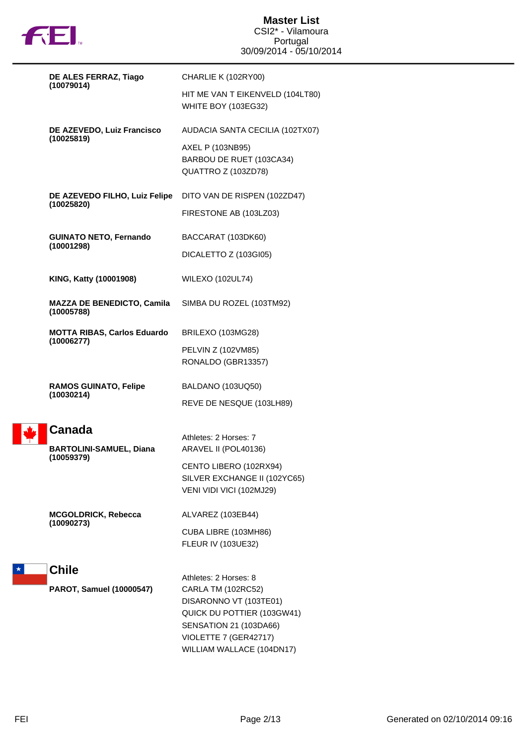**DE ALES FERRAZ, Tiago (10079014)**
CHARLIE K (102RY00)
HIT ME VAN T EIKENVELD (104LT80)
WHITE BOY (103EG32)

**DE AZEVEDO, Luiz Francisco (10025819)**
AUDACIA SANTA CECILIA (102TX07)
AXEL P (103NB95)
BARBOU DE RUET (103CA34)
QUATTRO Z (103ZD78)

**DE AZEVEDO FILHO, Luiz Felipe (10025820)**
DITO VAN DE RISPEN (102ZD47)
FIRESTONE AB (103LZ03)

**GUINATO NETO, Fernando (10001298)**
BACCARAT (103DK60)
DICALETTO Z (103GI05)

**KING, Katty (10001908)**
WILEXO (102UL74)

**MAZZA DE BENEDICTO, Camila (10005788)**
SIMBA DU ROZEL (103TM92)

**MOTTA RIBAS, Carlos Eduardo (10006277)**
BRILEXO (103MG28)
PELVIN Z (102VM85)
RONALDO (GBR13357)

**RAMOS GUINATO, Felipe (10030214)**
BALDANO (103UQ50)
REVE DE NESQUE (103LH89)

## Canada

Athletes: 2 Horses: 7

**BARTOLINI-SAMUEL, Diana (10059379)**
ARAVEL II (POL40136)
CENTO LIBERO (102RX94)
SILVER EXCHANGE II (102YC65)
VENI VIDI VICI (102MJ29)

**MCGOLDRICK, Rebecca (10090273)**
ALVAREZ (103EB44)
CUBA LIBRE (103MH86)
FLEUR IV (103UE32)

## Chile

Athletes: 2 Horses: 8

**PAROT, Samuel (10000547)**
CARLA TM (102RC52)
DISARONNO VT (103TE01)
QUICK DU POTTIER (103GW41)
SENSATION 21 (103DA66)
VIOLETTE 7 (GER42717)
WILLIAM WALLACE (104DN17)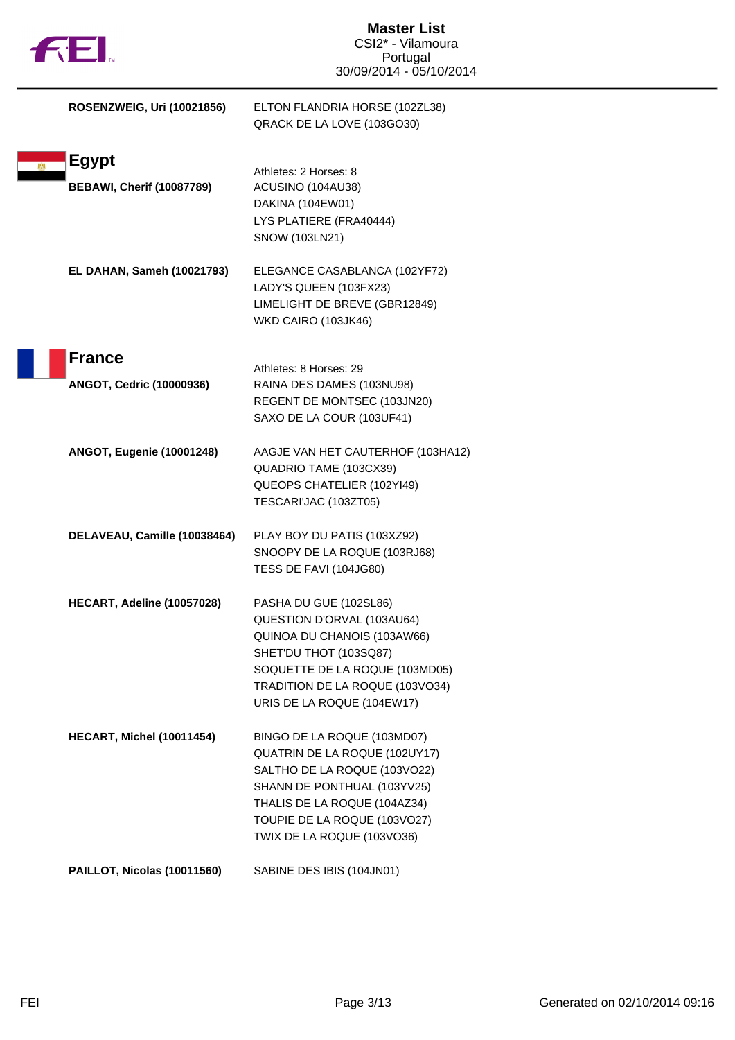| Athlete | Horses |
| --- | --- |
| **ROSENZWEIG, Uri (10021856)** | ELTON FLANDRIA HORSE (102ZL38)<br>QRACK DE LA LOVE (103GO30) |

## Egypt

Athletes: 2 Horses: 8

| Athlete | Horses |
| --- | --- |
| **BEBAWI, Cherif (10087789)** | ACUSINO (104AU38)<br>DAKINA (104EW01)<br>LYS PLATIERE (FRA40444)<br>SNOW (103LN21) |
| **EL DAHAN, Sameh (10021793)** | ELEGANCE CASABLANCA (102YF72)<br>LADY'S QUEEN (103FX23)<br>LIMELIGHT DE BREVE (GBR12849)<br>WKD CAIRO (103JK46) |

## France

Athletes: 8 Horses: 29

| Athlete | Horses |
| --- | --- |
| **ANGOT, Cedric (10000936)** | RAINA DES DAMES (103NU98)<br>REGENT DE MONTSEC (103JN20)<br>SAXO DE LA COUR (103UF41) |
| **ANGOT, Eugenie (10001248)** | AAGJE VAN HET CAUTERHOF (103HA12)<br>QUADRIO TAME (103CX39)<br>QUEOPS CHATELIER (102YI49)<br>TESCARI'JAC (103ZT05) |
| **DELAVEAU, Camille (10038464)** | PLAY BOY DU PATIS (103XZ92)<br>SNOOPY DE LA ROQUE (103RJ68)<br>TESS DE FAVI (104JG80) |
| **HECART, Adeline (10057028)** | PASHA DU GUE (102SL86)<br>QUESTION D'ORVAL (103AU64)<br>QUINOA DU CHANOIS (103AW66)<br>SHET'DU THOT (103SQ87)<br>SOQUETTE DE LA ROQUE (103MD05)<br>TRADITION DE LA ROQUE (103VO34)<br>URIS DE LA ROQUE (104EW17) |
| **HECART, Michel (10011454)** | BINGO DE LA ROQUE (103MD07)<br>QUATRIN DE LA ROQUE (102UY17)<br>SALTHO DE LA ROQUE (103VO22)<br>SHANN DE PONTHUAL (103YV25)<br>THALIS DE LA ROQUE (104AZ34)<br>TOUPIE DE LA ROQUE (103VO27)<br>TWIX DE LA ROQUE (103VO36) |
| **PAILLOT, Nicolas (10011560)** | SABINE DES IBIS (104JN01) |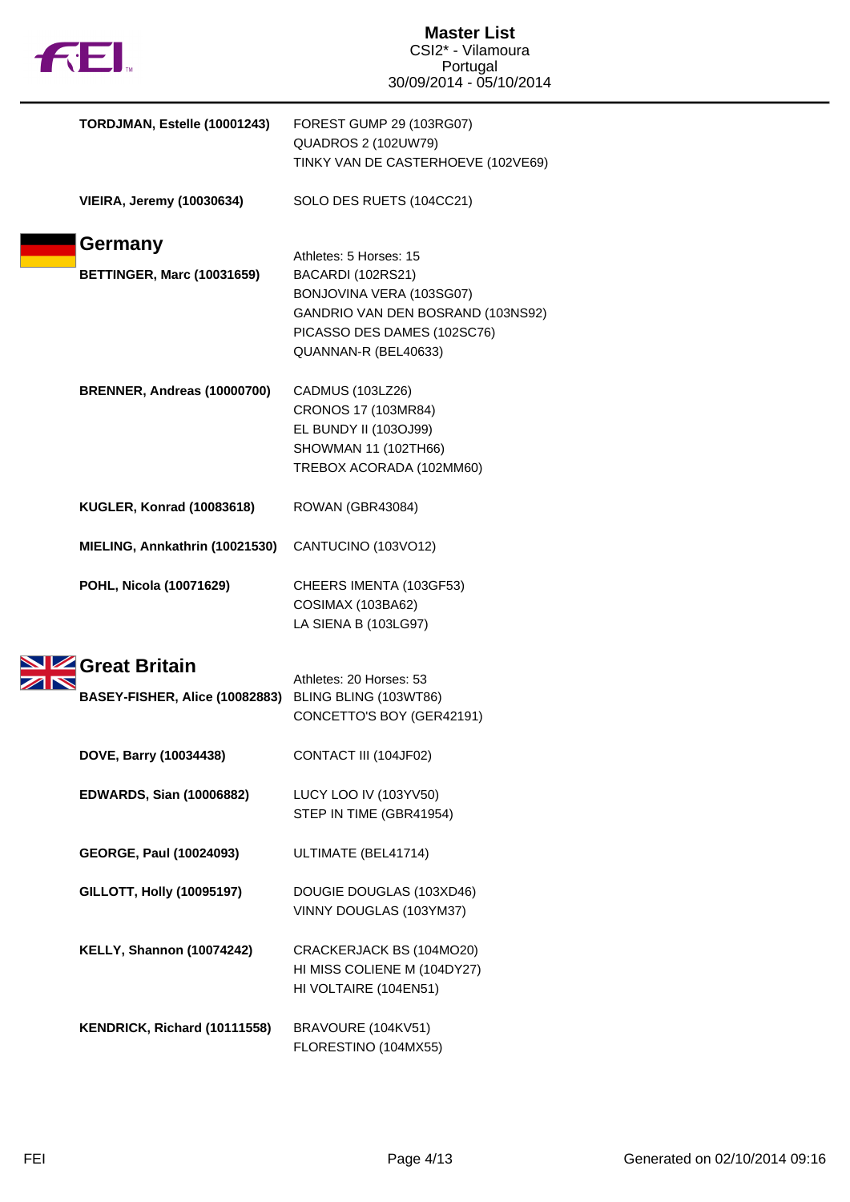| | |
|---|---|
| **TORDJMAN, Estelle (10001243)** | FOREST GUMP 29 (103RG07)<br>QUADROS 2 (102UW79)<br>TINKY VAN DE CASTERHOEVE (102VE69) |
| **VIEIRA, Jeremy (10030634)** | SOLO DES RUETS (104CC21) |

## Germany

Athletes: 5 Horses: 15

| | |
|---|---|
| **BETTINGER, Marc (10031659)** | BACARDI (102RS21)<br>BONJOVINA VERA (103SG07)<br>GANDRIO VAN DEN BOSRAND (103NS92)<br>PICASSO DES DAMES (102SC76)<br>QUANNAN-R (BEL40633) |
| **BRENNER, Andreas (10000700)** | CADMUS (103LZ26)<br>CRONOS 17 (103MR84)<br>EL BUNDY II (103OJ99)<br>SHOWMAN 11 (102TH66)<br>TREBOX ACORADA (102MM60) |
| **KUGLER, Konrad (10083618)** | ROWAN (GBR43084) |
| **MIELING, Annkathrin (10021530)** | CANTUCINO (103VO12) |
| **POHL, Nicola (10071629)** | CHEERS IMENTA (103GF53)<br>COSIMAX (103BA62)<br>LA SIENA B (103LG97) |

## Great Britain

Athletes: 20 Horses: 53

| | |
|---|---|
| **BASEY-FISHER, Alice (10082883)** | BLING BLING (103WT86)<br>CONCETTO'S BOY (GER42191) |
| **DOVE, Barry (10034438)** | CONTACT III (104JF02) |
| **EDWARDS, Sian (10006882)** | LUCY LOO IV (103YV50)<br>STEP IN TIME (GBR41954) |
| **GEORGE, Paul (10024093)** | ULTIMATE (BEL41714) |
| **GILLOTT, Holly (10095197)** | DOUGIE DOUGLAS (103XD46)<br>VINNY DOUGLAS (103YM37) |
| **KELLY, Shannon (10074242)** | CRACKERJACK BS (104MO20)<br>HI MISS COLIENE M (104DY27)<br>HI VOLTAIRE (104EN51) |
| **KENDRICK, Richard (10111558)** | BRAVOURE (104KV51)<br>FLORESTINO (104MX55) |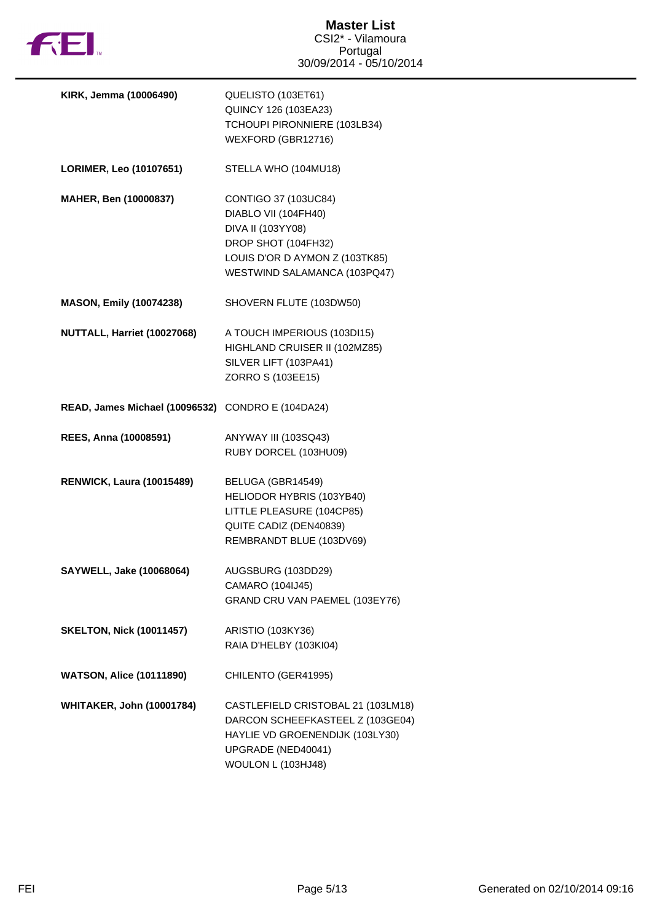| Rider | Horses |
| --- | --- |
| **KIRK, Jemma (10006490)** | QUELISTO (103ET61)<br>QUINCY 126 (103EA23)<br>TCHOUPI PIRONNIERE (103LB34)<br>WEXFORD (GBR12716) |
| **LORIMER, Leo (10107651)** | STELLA WHO (104MU18) |
| **MAHER, Ben (10000837)** | CONTIGO 37 (103UC84)<br>DIABLO VII (104FH40)<br>DIVA II (103YY08)<br>DROP SHOT (104FH32)<br>LOUIS D'OR D AYMON Z (103TK85)<br>WESTWIND SALAMANCA (103PQ47) |
| **MASON, Emily (10074238)** | SHOVERN FLUTE (103DW50) |
| **NUTTALL, Harriet (10027068)** | A TOUCH IMPERIOUS (103DI15)<br>HIGHLAND CRUISER II (102MZ85)<br>SILVER LIFT (103PA41)<br>ZORRO S (103EE15) |
| **READ, James Michael (10096532)** | CONDRO E (104DA24) |
| **REES, Anna (10008591)** | ANYWAY III (103SQ43)<br>RUBY DORCEL (103HU09) |
| **RENWICK, Laura (10015489)** | BELUGA (GBR14549)<br>HELIODOR HYBRIS (103YB40)<br>LITTLE PLEASURE (104CP85)<br>QUITE CADIZ (DEN40839)<br>REMBRANDT BLUE (103DV69) |
| **SAYWELL, Jake (10068064)** | AUGSBURG (103DD29)<br>CAMARO (104IJ45)<br>GRAND CRU VAN PAEMEL (103EY76) |
| **SKELTON, Nick (10011457)** | ARISTIO (103KY36)<br>RAIA D'HELBY (103KI04) |
| **WATSON, Alice (10111890)** | CHILENTO (GER41995) |
| **WHITAKER, John (10001784)** | CASTLEFIELD CRISTOBAL 21 (103LM18)<br>DARCON SCHEEFKASTEEL Z (103GE04)<br>HAYLIE VD GROENENDIJK (103LY30)<br>UPGRADE (NED40041)<br>WOULON L (103HJ48) |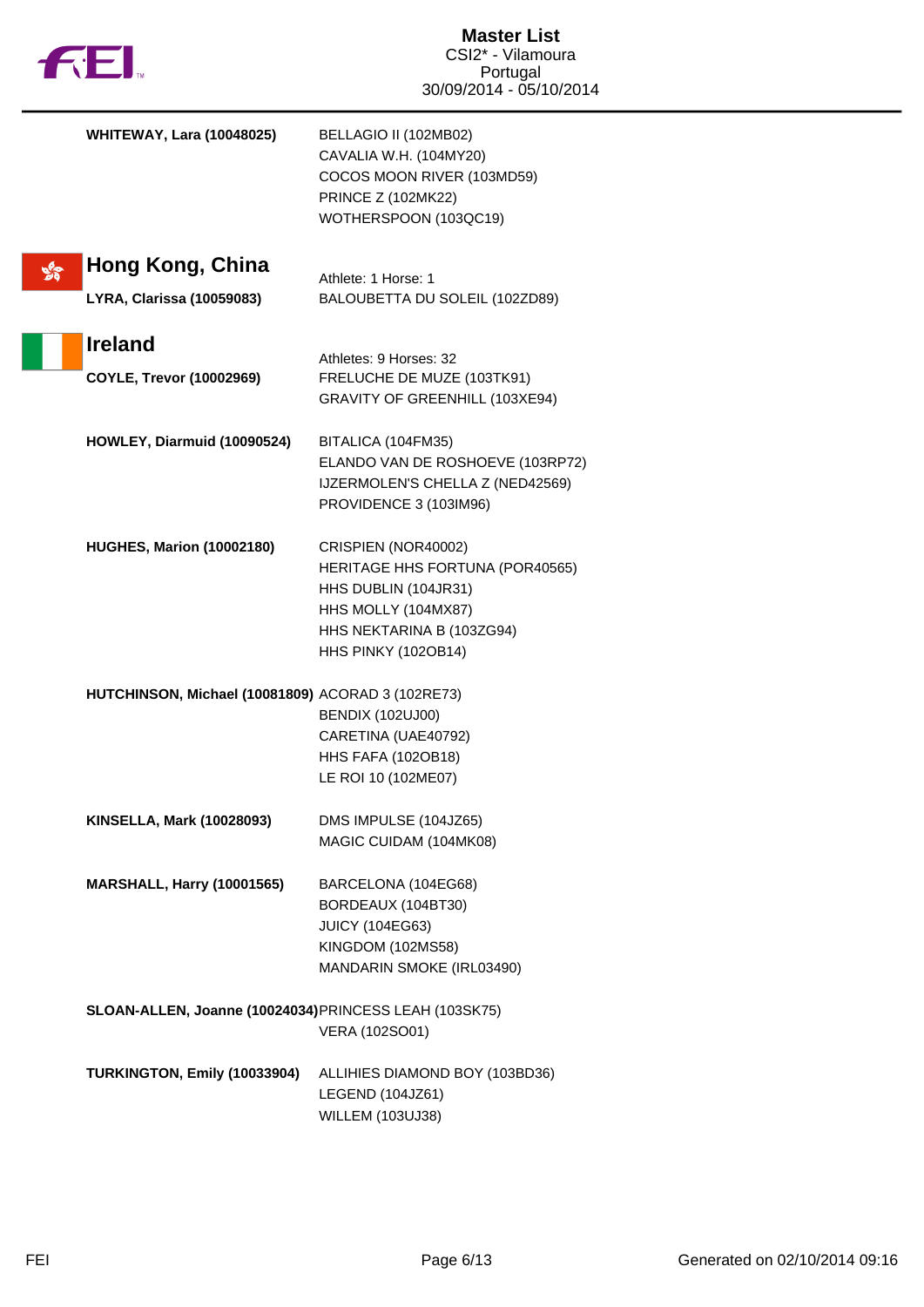| | |
|---|---|
| **WHITEWAY, Lara (10048025)** | BELLAGIO II (102MB02)<br>CAVALIA W.H. (104MY20)<br>COCOS MOON RIVER (103MD59)<br>PRINCE Z (102MK22)<br>WOTHERSPOON (103QC19) |

## Hong Kong, China

Athlete: 1 Horse: 1

| | |
|---|---|
| **LYRA, Clarissa (10059083)** | BALOUBETTA DU SOLEIL (102ZD89) |

## Ireland

Athletes: 9 Horses: 32

| | |
|---|---|
| **COYLE, Trevor (10002969)** | FRELUCHE DE MUZE (103TK91)<br>GRAVITY OF GREENHILL (103XE94) |
| **HOWLEY, Diarmuid (10090524)** | BITALICA (104FM35)<br>ELANDO VAN DE ROSHOEVE (103RP72)<br>IJZERMOLEN'S CHELLA Z (NED42569)<br>PROVIDENCE 3 (103IM96) |
| **HUGHES, Marion (10002180)** | CRISPIEN (NOR40002)<br>HERITAGE HHS FORTUNA (POR40565)<br>HHS DUBLIN (104JR31)<br>HHS MOLLY (104MX87)<br>HHS NEKTARINA B (103ZG94)<br>HHS PINKY (102OB14) |
| **HUTCHINSON, Michael (10081809)** | ACORAD 3 (102RE73)<br>BENDIX (102UJ00)<br>CARETINA (UAE40792)<br>HHS FAFA (102OB18)<br>LE ROI 10 (102ME07) |
| **KINSELLA, Mark (10028093)** | DMS IMPULSE (104JZ65)<br>MAGIC CUIDAM (104MK08) |
| **MARSHALL, Harry (10001565)** | BARCELONA (104EG68)<br>BORDEAUX (104BT30)<br>JUICY (104EG63)<br>KINGDOM (102MS58)<br>MANDARIN SMOKE (IRL03490) |
| **SLOAN-ALLEN, Joanne (10024034)** | PRINCESS LEAH (103SK75)<br>VERA (102SO01) |
| **TURKINGTON, Emily (10033904)** | ALLIHIES DIAMOND BOY (103BD36)<br>LEGEND (104JZ61)<br>WILLEM (103UJ38) |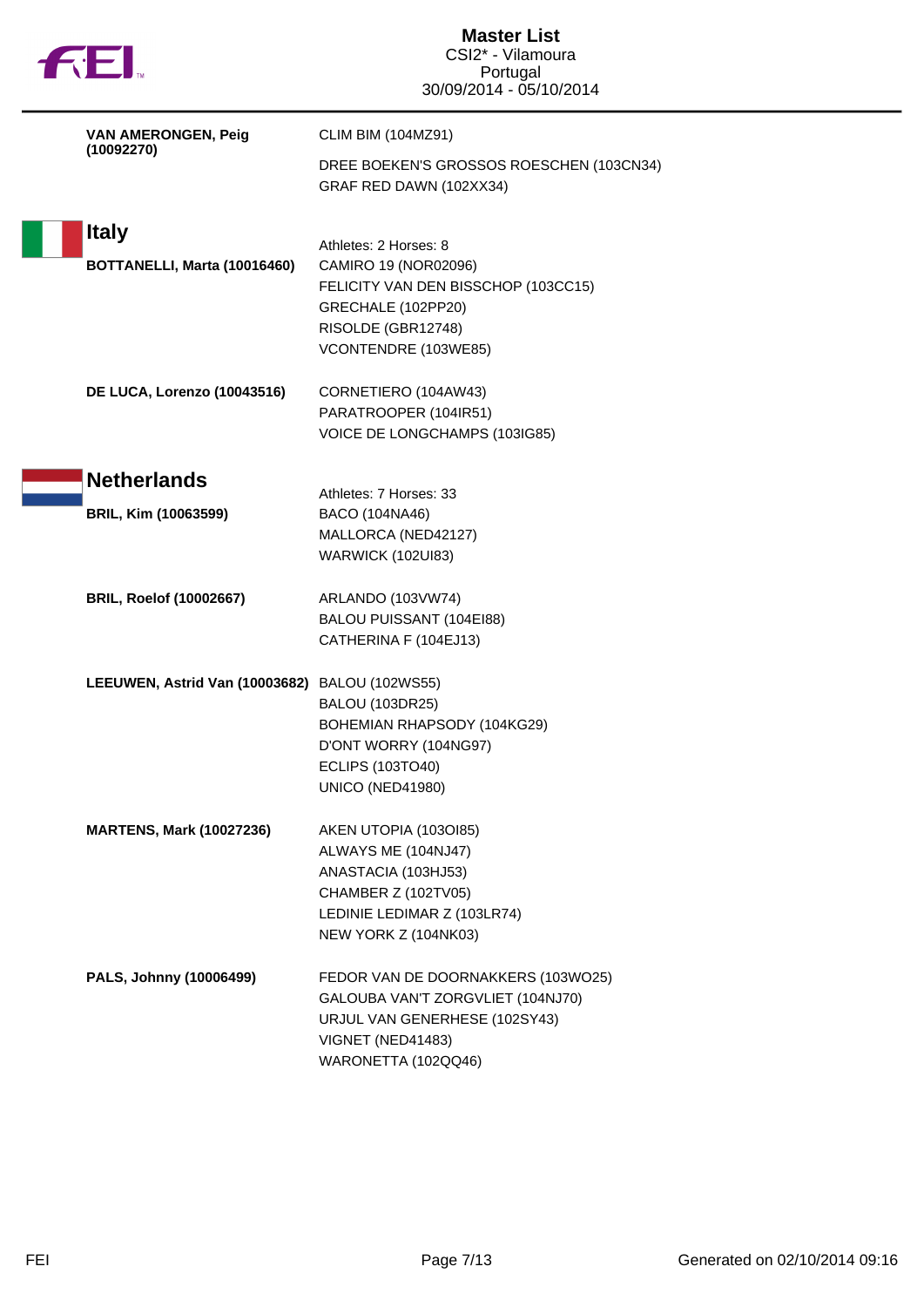# Master List

CSI2* - Vilamoura
Portugal
30/09/2014 - 05/10/2014

**VAN AMERONGEN, Peig (10092270)**
- CLIM BIM (104MZ91)
- DREE BOEKEN'S GROSSOS ROESCHEN (103CN34)
- GRAF RED DAWN (102XX34)

## Italy

Athletes: 2 Horses: 8

**BOTTANELLI, Marta (10016460)**
- CAMIRO 19 (NOR02096)
- FELICITY VAN DEN BISSCHOP (103CC15)
- GRECHALE (102PP20)
- RISOLDE (GBR12748)
- VCONTENDRE (103WE85)

**DE LUCA, Lorenzo (10043516)**
- CORNETIERO (104AW43)
- PARATROOPER (104IR51)
- VOICE DE LONGCHAMPS (103IG85)

## Netherlands

Athletes: 7 Horses: 33

**BRIL, Kim (10063599)**
- BACO (104NA46)
- MALLORCA (NED42127)
- WARWICK (102UI83)

**BRIL, Roelof (10002667)**
- ARLANDO (103VW74)
- BALOU PUISSANT (104EI88)
- CATHERINA F (104EJ13)

**LEEUWEN, Astrid Van (10003682)**
- BALOU (102WS55)
- BALOU (103DR25)
- BOHEMIAN RHAPSODY (104KG29)
- D'ONT WORRY (104NG97)
- ECLIPS (103TO40)
- UNICO (NED41980)

**MARTENS, Mark (10027236)**
- AKEN UTOPIA (103OI85)
- ALWAYS ME (104NJ47)
- ANASTACIA (103HJ53)
- CHAMBER Z (102TV05)
- LEDINIE LEDIMAR Z (103LR74)
- NEW YORK Z (104NK03)

**PALS, Johnny (10006499)**
- FEDOR VAN DE DOORNAKKERS (103WO25)
- GALOUBA VAN'T ZORGVLIET (104NJ70)
- URJUL VAN GENERHESE (102SY43)
- VIGNET (NED41483)
- WARONETTA (102QQ46)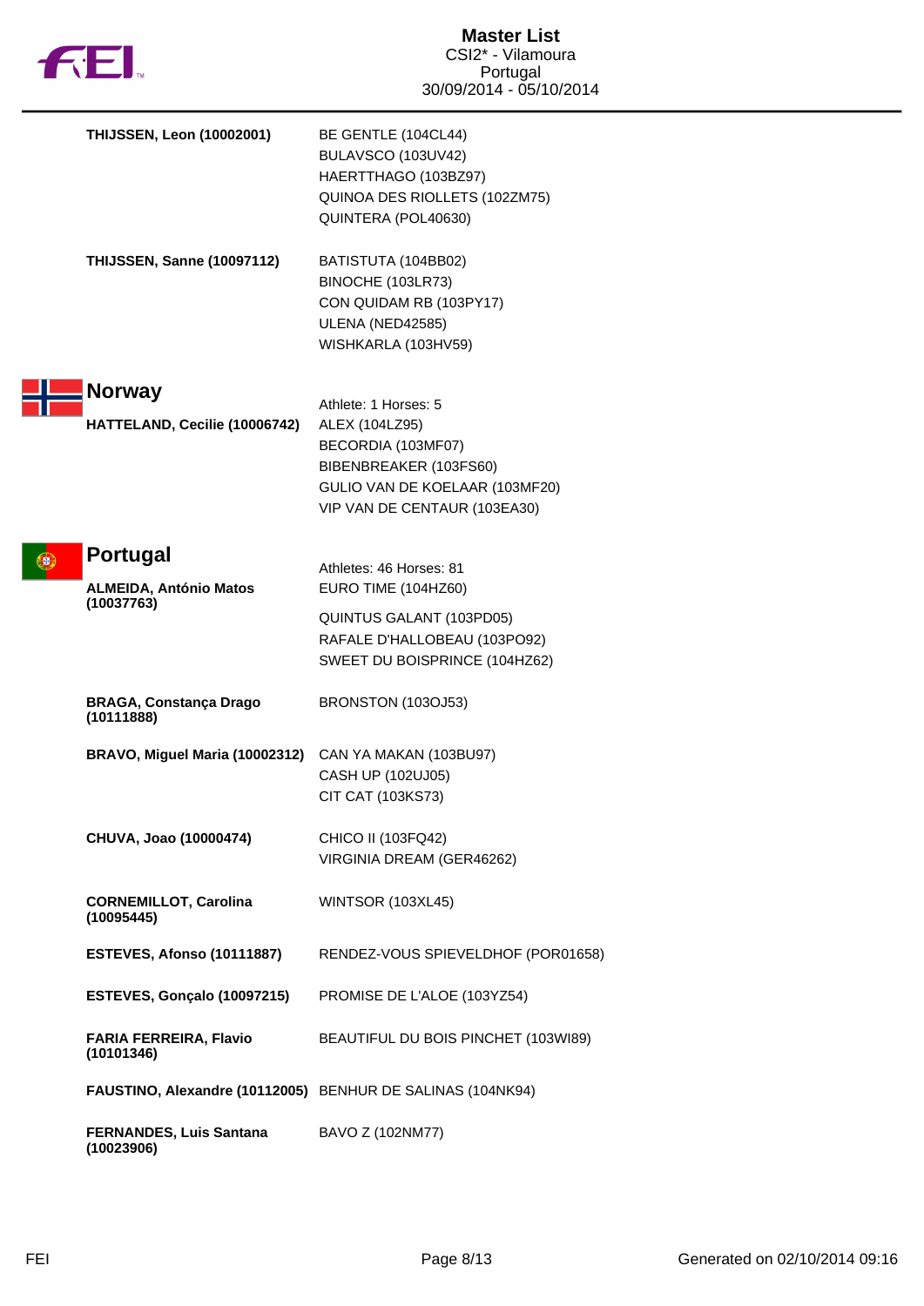**THIJSSEN, Leon (10002001)**
- BE GENTLE (104CL44)
- BULAVSCO (103UV42)
- HAERTTHAGO (103BZ97)
- QUINOA DES RIOLLETS (102ZM75)
- QUINTERA (POL40630)

**THIJSSEN, Sanne (10097112)**
- BATISTUTA (104BB02)
- BINOCHE (103LR73)
- CON QUIDAM RB (103PY17)
- ULENA (NED42585)
- WISHKARLA (103HV59)

## Norway

Athlete: 1 Horses: 5

**HATTELAND, Cecilie (10006742)**
- ALEX (104LZ95)
- BECORDIA (103MF07)
- BIBENBREAKER (103FS60)
- GULIO VAN DE KOELAAR (103MF20)
- VIP VAN DE CENTAUR (103EA30)

## Portugal

Athletes: 46 Horses: 81

**ALMEIDA, António Matos (10037763)**
- EURO TIME (104HZ60)
- QUINTUS GALANT (103PD05)
- RAFALE D'HALLOBEAU (103PO92)
- SWEET DU BOISPRINCE (104HZ62)

**BRAGA, Constança Drago (10111888)**
- BRONSTON (103OJ53)

**BRAVO, Miguel Maria (10002312)**
- CAN YA MAKAN (103BU97)
- CASH UP (102UJ05)
- CIT CAT (103KS73)

**CHUVA, Joao (10000474)**
- CHICO II (103FQ42)
- VIRGINIA DREAM (GER46262)

**CORNEMILLOT, Carolina (10095445)**
- WINTSOR (103XL45)

**ESTEVES, Afonso (10111887)**
- RENDEZ-VOUS SPIEVELDHOF (POR01658)

**ESTEVES, Gonçalo (10097215)**
- PROMISE DE L'ALOE (103YZ54)

**FARIA FERREIRA, Flavio (10101346)**
- BEAUTIFUL DU BOIS PINCHET (103WI89)

**FAUSTINO, Alexandre (10112005)**
- BENHUR DE SALINAS (104NK94)

**FERNANDES, Luis Santana (10023906)**
- BAVO Z (102NM77)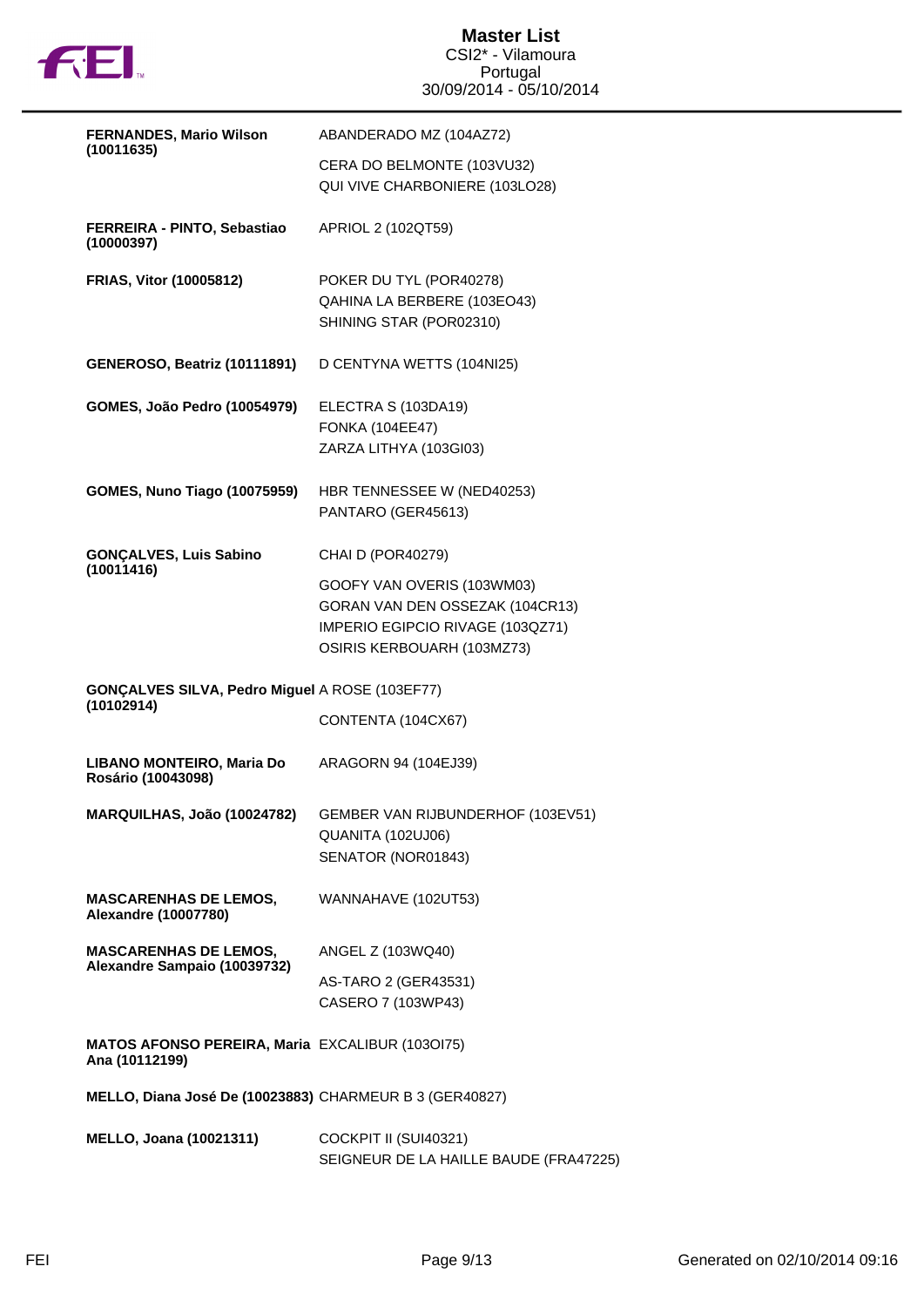# Master List

CSI2* - Vilamoura
Portugal
30/09/2014 - 05/10/2014

| Rider | Horses |
|---|---|
| **FERNANDES, Mario Wilson (10011635)** | ABANDERADO MZ (104AZ72)<br>CERA DO BELMONTE (103VU32)<br>QUI VIVE CHARBONIERE (103LO28) |
| **FERREIRA - PINTO, Sebastiao (10000397)** | APRIOL 2 (102QT59) |
| **FRIAS, Vitor (10005812)** | POKER DU TYL (POR40278)<br>QAHINA LA BERBERE (103EO43)<br>SHINING STAR (POR02310) |
| **GENEROSO, Beatriz (10111891)** | D CENTYNA WETTS (104NI25) |
| **GOMES, João Pedro (10054979)** | ELECTRA S (103DA19)<br>FONKA (104EE47)<br>ZARZA LITHYA (103GI03) |
| **GOMES, Nuno Tiago (10075959)** | HBR TENNESSEE W (NED40253)<br>PANTARO (GER45613) |
| **GONÇALVES, Luis Sabino (10011416)** | CHAI D (POR40279)<br>GOOFY VAN OVERIS (103WM03)<br>GORAN VAN DEN OSSEZAK (104CR13)<br>IMPERIO EGIPCIO RIVAGE (103QZ71)<br>OSIRIS KERBOUARH (103MZ73) |
| **GONÇALVES SILVA, Pedro Miguel (10102914)** | A ROSE (103EF77)<br>CONTENTA (104CX67) |
| **LIBANO MONTEIRO, Maria Do Rosário (10043098)** | ARAGORN 94 (104EJ39) |
| **MARQUILHAS, João (10024782)** | GEMBER VAN RIJBUNDERHOF (103EV51)<br>QUANITA (102UJ06)<br>SENATOR (NOR01843) |
| **MASCARENHAS DE LEMOS, Alexandre (10007780)** | WANNAHAVE (102UT53) |
| **MASCARENHAS DE LEMOS, Alexandre Sampaio (10039732)** | ANGEL Z (103WQ40)<br>AS-TARO 2 (GER43531)<br>CASERO 7 (103WP43) |
| **MATOS AFONSO PEREIRA, Maria Ana (10112199)** | EXCALIBUR (103OI75) |
| **MELLO, Diana José De (10023883)** | CHARMEUR B 3 (GER40827) |
| **MELLO, Joana (10021311)** | COCKPIT II (SUI40321)<br>SEIGNEUR DE LA HAILLE BAUDE (FRA47225) |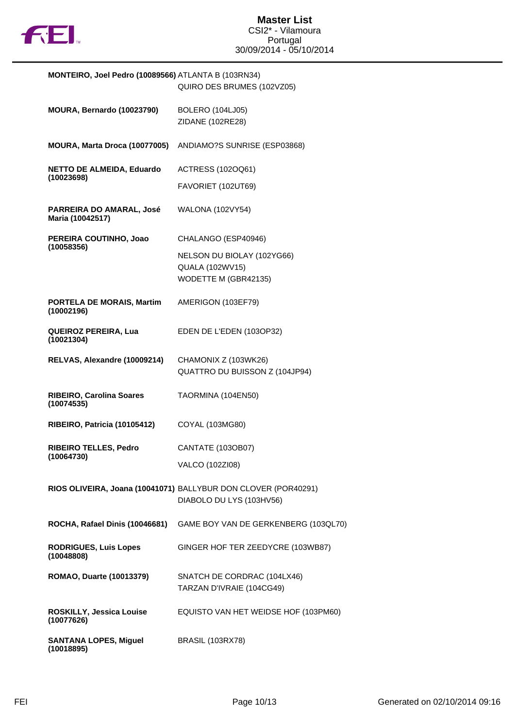# Master List

CSI2* - Vilamoura
Portugal
30/09/2014 - 05/10/2014

| Athlete | Horses |
| --- | --- |
| **MONTEIRO, Joel Pedro (10089566)** | ATLANTA B (103RN34)<br>QUIRO DES BRUMES (102VZ05) |
| **MOURA, Bernardo (10023790)** | BOLERO (104LJ05)<br>ZIDANE (102RE28) |
| **MOURA, Marta Droca (10077005)** | ANDIAMO?S SUNRISE (ESP03868) |
| **NETTO DE ALMEIDA, Eduardo (10023698)** | ACTRESS (102OQ61)<br>FAVORIET (102UT69) |
| **PARREIRA DO AMARAL, José Maria (10042517)** | WALONA (102VY54) |
| **PEREIRA COUTINHO, Joao (10058356)** | CHALANGO (ESP40946)<br>NELSON DU BIOLAY (102YG66)<br>QUALA (102WV15)<br>WODETTE M (GBR42135) |
| **PORTELA DE MORAIS, Martim (10002196)** | AMERIGON (103EF79) |
| **QUEIROZ PEREIRA, Lua (10021304)** | EDEN DE L'EDEN (103OP32) |
| **RELVAS, Alexandre (10009214)** | CHAMONIX Z (103WK26)<br>QUATTRO DU BUISSON Z (104JP94) |
| **RIBEIRO, Carolina Soares (10074535)** | TAORMINA (104EN50) |
| **RIBEIRO, Patricia (10105412)** | COYAL (103MG80) |
| **RIBEIRO TELLES, Pedro (10064730)** | CANTATE (103OB07)<br>VALCO (102ZI08) |
| **RIOS OLIVEIRA, Joana (10041071)** | BALLYBUR DON CLOVER (POR40291)<br>DIABOLO DU LYS (103HV56) |
| **ROCHA, Rafael Dinis (10046681)** | GAME BOY VAN DE GERKENBERG (103QL70) |
| **RODRIGUES, Luis Lopes (10048808)** | GINGER HOF TER ZEEDYCRE (103WB87) |
| **ROMAO, Duarte (10013379)** | SNATCH DE CORDRAC (104LX46)<br>TARZAN D'IVRAIE (104CG49) |
| **ROSKILLY, Jessica Louise (10077626)** | EQUISTO VAN HET WEIDSE HOF (103PM60) |
| **SANTANA LOPES, Miguel (10018895)** | BRASIL (103RX78) |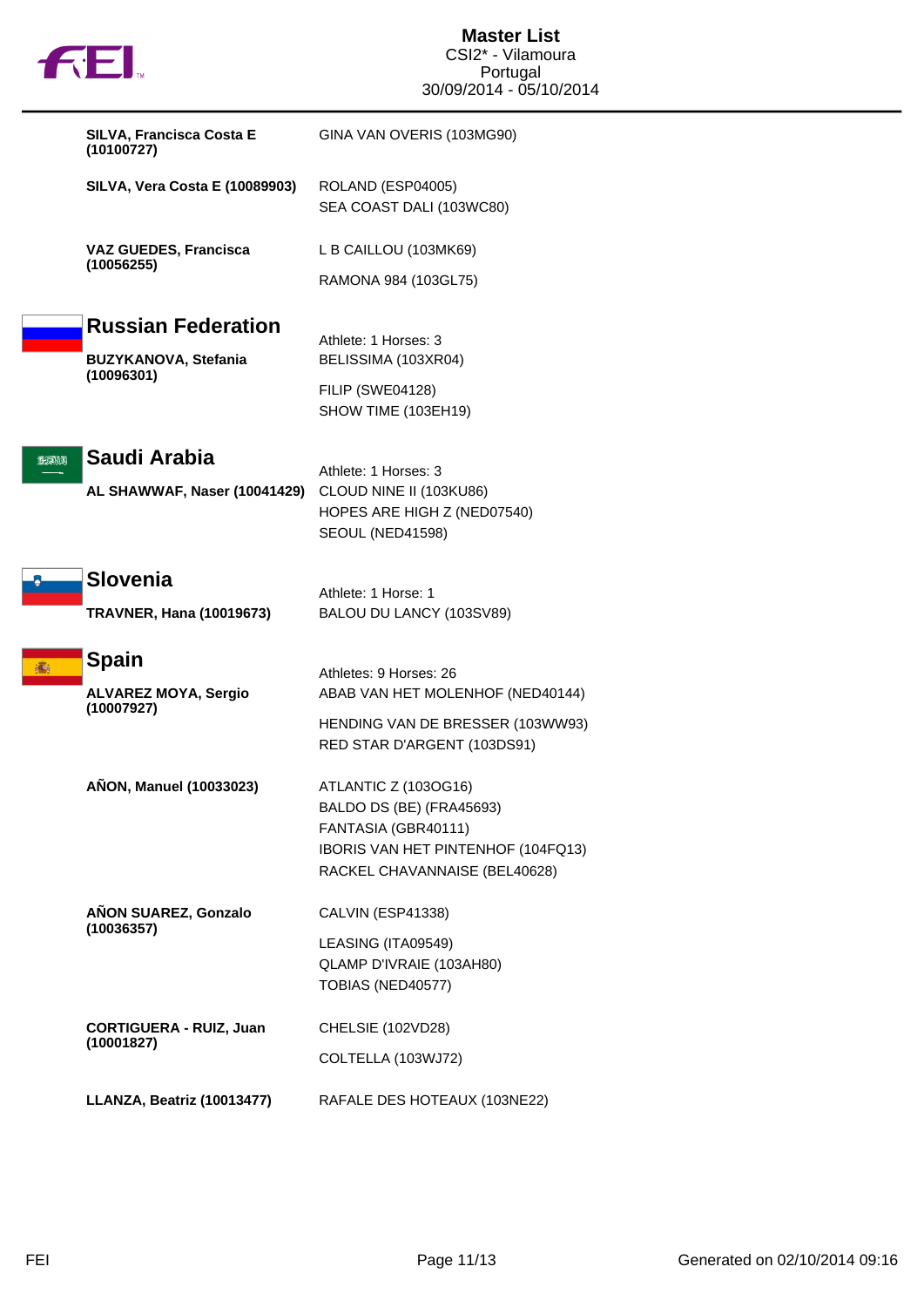**SILVA, Francisca Costa E (10100727)** — GINA VAN OVERIS (103MG90)

**SILVA, Vera Costa E (10089903)** — ROLAND (ESP04005)
SEA COAST DALI (103WC80)

**VAZ GUEDES, Francisca (10056255)** — L B CAILLOU (103MK69)
RAMONA 984 (103GL75)

## Russian Federation

Athlete: 1 Horses: 3

**BUZYKANOVA, Stefania (10096301)** — BELISSIMA (103XR04)
FILIP (SWE04128)
SHOW TIME (103EH19)

## Saudi Arabia

Athlete: 1 Horses: 3

**AL SHAWWAF, Naser (10041429)** — CLOUD NINE II (103KU86)
HOPES ARE HIGH Z (NED07540)
SEOUL (NED41598)

## Slovenia

Athlete: 1 Horse: 1

**TRAVNER, Hana (10019673)** — BALOU DU LANCY (103SV89)

## Spain

Athletes: 9 Horses: 26

**ALVAREZ MOYA, Sergio (10007927)** — ABAB VAN HET MOLENHOF (NED40144)
HENDING VAN DE BRESSER (103WW93)
RED STAR D'ARGENT (103DS91)

**AÑON, Manuel (10033023)** — ATLANTIC Z (103OG16)
BALDO DS (BE) (FRA45693)
FANTASIA (GBR40111)
IBORIS VAN HET PINTENHOF (104FQ13)
RACKEL CHAVANNAISE (BEL40628)

**AÑON SUAREZ, Gonzalo (10036357)** — CALVIN (ESP41338)
LEASING (ITA09549)
QLAMP D'IVRAIE (103AH80)
TOBIAS (NED40577)

**CORTIGUERA - RUIZ, Juan (10001827)** — CHELSIE (102VD28)
COLTELLA (103WJ72)

**LLANZA, Beatriz (10013477)** — RAFALE DES HOTEAUX (103NE22)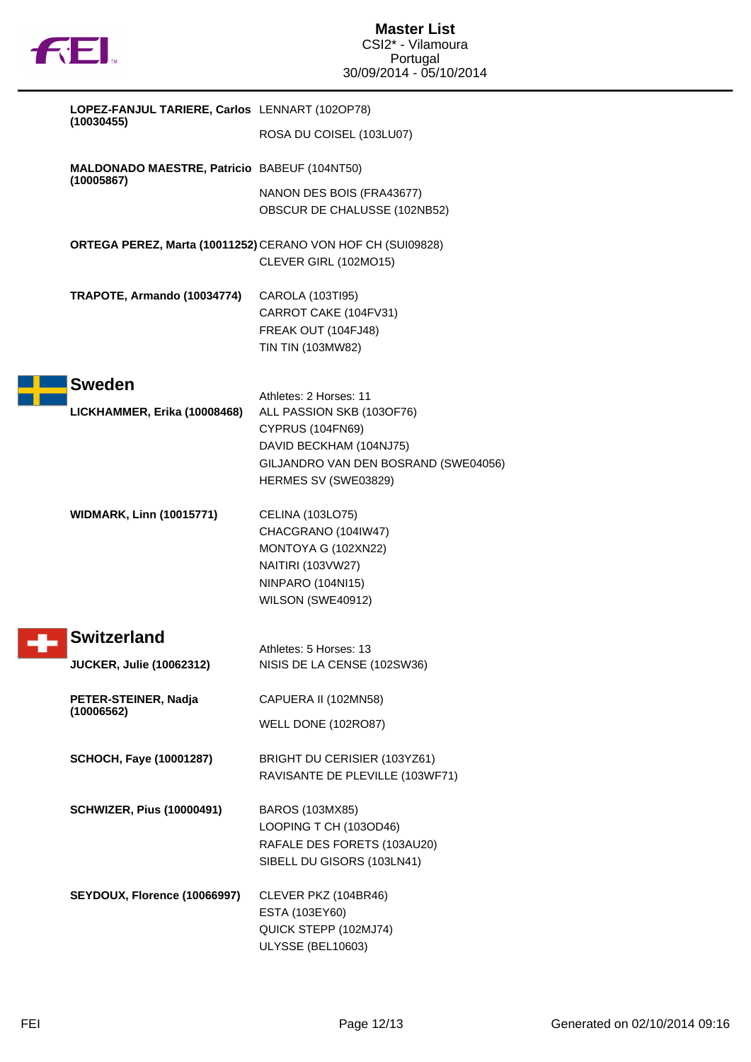| | |
|---|---|
| **LOPEZ-FANJUL TARIERE, Carlos (10030455)** | LENNART (102OP78) |
| | ROSA DU COISEL (103LU07) |
| **MALDONADO MAESTRE, Patricio (10005867)** | BABEUF (104NT50) |
| | NANON DES BOIS (FRA43677) |
| | OBSCUR DE CHALUSSE (102NB52) |
| **ORTEGA PEREZ, Marta (10011252)** | CERANO VON HOF CH (SUI09828) |
| | CLEVER GIRL (102MO15) |
| **TRAPOTE, Armando (10034774)** | CAROLA (103TI95) |
| | CARROT CAKE (104FV31) |
| | FREAK OUT (104FJ48) |
| | TIN TIN (103MW82) |

## Sweden

Athletes: 2 Horses: 11

| | |
|---|---|
| **LICKHAMMER, Erika (10008468)** | ALL PASSION SKB (103OF76) |
| | CYPRUS (104FN69) |
| | DAVID BECKHAM (104NJ75) |
| | GILJANDRO VAN DEN BOSRAND (SWE04056) |
| | HERMES SV (SWE03829) |
| **WIDMARK, Linn (10015771)** | CELINA (103LO75) |
| | CHACGRANO (104IW47) |
| | MONTOYA G (102XN22) |
| | NAITIRI (103VW27) |
| | NINPARO (104NI15) |
| | WILSON (SWE40912) |

## Switzerland

Athletes: 5 Horses: 13

| | |
|---|---|
| **JUCKER, Julie (10062312)** | NISIS DE LA CENSE (102SW36) |
| **PETER-STEINER, Nadja (10006562)** | CAPUERA II (102MN58) |
| | WELL DONE (102RO87) |
| **SCHOCH, Faye (10001287)** | BRIGHT DU CERISIER (103YZ61) |
| | RAVISANTE DE PLEVILLE (103WF71) |
| **SCHWIZER, Pius (10000491)** | BAROS (103MX85) |
| | LOOPING T CH (103OD46) |
| | RAFALE DES FORETS (103AU20) |
| | SIBELL DU GISORS (103LN41) |
| **SEYDOUX, Florence (10066997)** | CLEVER PKZ (104BR46) |
| | ESTA (103EY60) |
| | QUICK STEPP (102MJ74) |
| | ULYSSE (BEL10603) |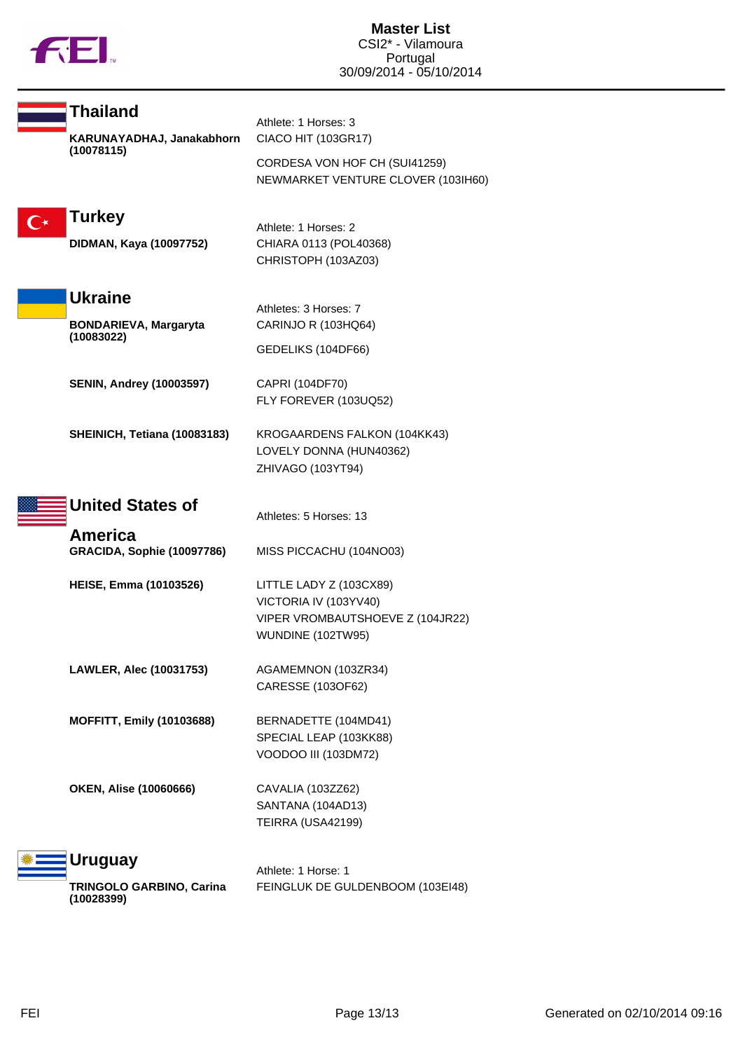# Master List

CSI2* - Vilamoura
Portugal
30/09/2014 - 05/10/2014

## Thailand

Athlete: 1 Horses: 3

**KARUNAYADHAJ, Janakabhorn (10078115)**

CIACO HIT (103GR17)
CORDESA VON HOF CH (SUI41259)
NEWMARKET VENTURE CLOVER (103IH60)

## Turkey

Athlete: 1 Horses: 2

**DIDMAN, Kaya (10097752)**

CHIARA 0113 (POL40368)
CHRISTOPH (103AZ03)

## Ukraine

Athletes: 3 Horses: 7

**BONDARIEVA, Margaryta (10083022)**

CARINJO R (103HQ64)
GEDELIKS (104DF66)

**SENIN, Andrey (10003597)**

CAPRI (104DF70)
FLY FOREVER (103UQ52)

**SHEINICH, Tetiana (10083183)**

KROGAARDENS FALKON (104KK43)
LOVELY DONNA (HUN40362)
ZHIVAGO (103YT94)

## United States of America

Athletes: 5 Horses: 13

**GRACIDA, Sophie (10097786)**

MISS PICCACHU (104NO03)

**HEISE, Emma (10103526)**

LITTLE LADY Z (103CX89)
VICTORIA IV (103YV40)
VIPER VROMBAUTSHOEVE Z (104JR22)
WUNDINE (102TW95)

**LAWLER, Alec (10031753)**

AGAMEMNON (103ZR34)
CARESSE (103OF62)

**MOFFITT, Emily (10103688)**

BERNADETTE (104MD41)
SPECIAL LEAP (103KK88)
VOODOO III (103DM72)

**OKEN, Alise (10060666)**

CAVALIA (103ZZ62)
SANTANA (104AD13)
TEIRRA (USA42199)

## Uruguay

Athlete: 1 Horse: 1

**TRINGOLO GARBINO, Carina (10028399)**

FEINGLUK DE GULDENBOOM (103EI48)